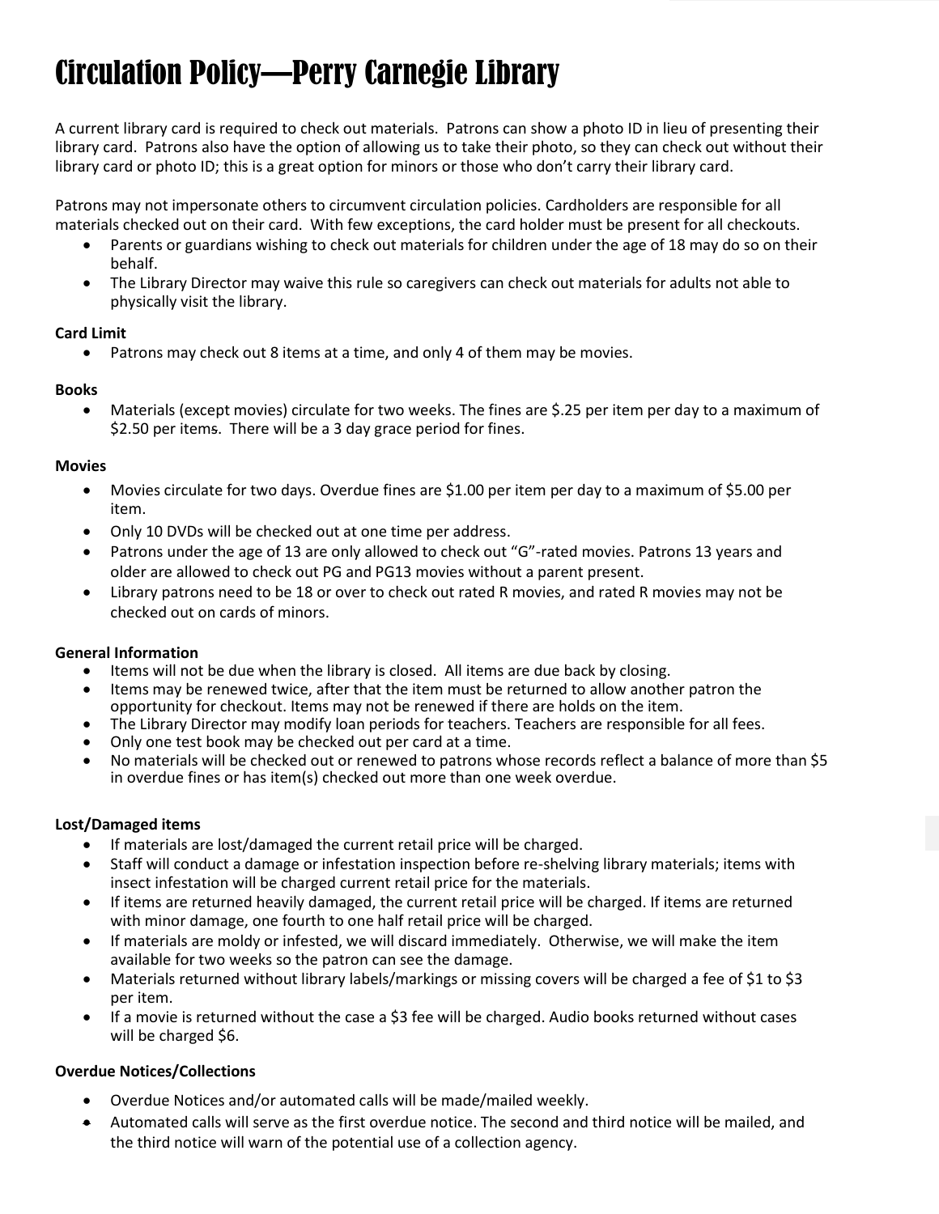# Circulation Policy—Perry Carnegie Library

A current library card is required to check out materials. Patrons can show a photo ID in lieu of presenting their library card. Patrons also have the option of allowing us to take their photo, so they can check out without their library card or photo ID; this is a great option for minors or those who don't carry their library card.

Patrons may not impersonate others to circumvent circulation policies. Cardholders are responsible for all materials checked out on their card. With few exceptions, the card holder must be present for all checkouts.

- Parents or guardians wishing to check out materials for children under the age of 18 may do so on their behalf.
- The Library Director may waive this rule so caregivers can check out materials for adults not able to physically visit the library.

**Card Limit**

- Patrons may check out 8 items at a time, and only 4 of them may be movies.

**Books**

- Materials (except movies) circulate for two weeks. The fines are $.25 per item per day to a maximum of $2.50 per items. There will be a 3 day grace period for fines.

**Movies**

- Movies circulate for two days. Overdue fines are $1.00 per item per day to a maximum of $5.00 per item.
- Only 10 DVDs will be checked out at one time per address.
- Patrons under the age of 13 are only allowed to check out "G"-rated movies. Patrons 13 years and older are allowed to check out PG and PG13 movies without a parent present.
- Library patrons need to be 18 or over to check out rated R movies, and rated R movies may not be checked out on cards of minors.

**General Information**

- Items will not be due when the library is closed. All items are due back by closing.
- Items may be renewed twice, after that the item must be returned to allow another patron the opportunity for checkout. Items may not be renewed if there are holds on the item.
- The Library Director may modify loan periods for teachers. Teachers are responsible for all fees.
- Only one test book may be checked out per card at a time.
- No materials will be checked out or renewed to patrons whose records reflect a balance of more than $5 in overdue fines or has item(s) checked out more than one week overdue.

**Lost/Damaged items**

- If materials are lost/damaged the current retail price will be charged.
- Staff will conduct a damage or infestation inspection before re-shelving library materials; items with insect infestation will be charged current retail price for the materials.
- If items are returned heavily damaged, the current retail price will be charged. If items are returned with minor damage, one fourth to one half retail price will be charged.
- If materials are moldy or infested, we will discard immediately. Otherwise, we will make the item available for two weeks so the patron can see the damage.
- Materials returned without library labels/markings or missing covers will be charged a fee of $1 to $3 per item.
- If a movie is returned without the case a $3 fee will be charged. Audio books returned without cases will be charged $6.

**Overdue Notices/Collections**

- Overdue Notices and/or automated calls will be made/mailed weekly.
- Automated calls will serve as the first overdue notice. The second and third notice will be mailed, and the third notice will warn of the potential use of a collection agency.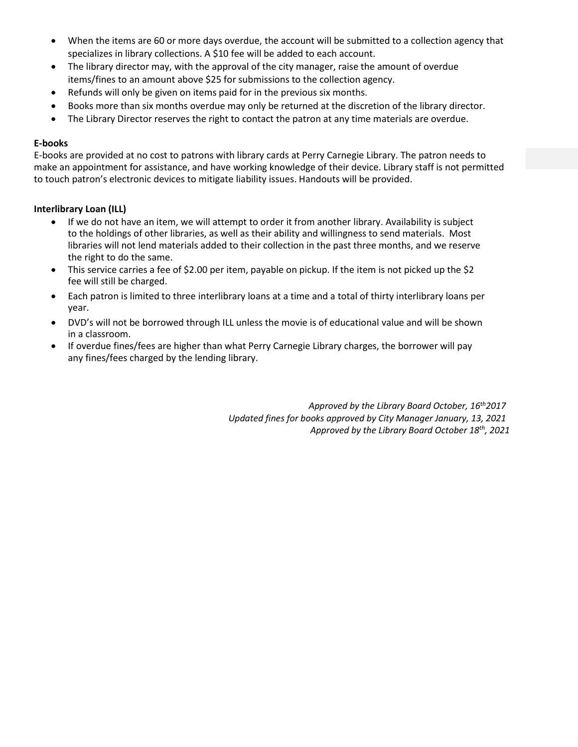- When the items are 60 or more days overdue, the account will be submitted to a collection agency that specializes in library collections. A $10 fee will be added to each account.
- The library director may, with the approval of the city manager, raise the amount of overdue items/fines to an amount above $25 for submissions to the collection agency.
- Refunds will only be given on items paid for in the previous six months.
- Books more than six months overdue may only be returned at the discretion of the library director.
- The Library Director reserves the right to contact the patron at any time materials are overdue.

**E-books**

E-books are provided at no cost to patrons with library cards at Perry Carnegie Library. The patron needs to make an appointment for assistance, and have working knowledge of their device. Library staff is not permitted to touch patron's electronic devices to mitigate liability issues. Handouts will be provided.

**Interlibrary Loan (ILL)**

- If we do not have an item, we will attempt to order it from another library. Availability is subject to the holdings of other libraries, as well as their ability and willingness to send materials. Most libraries will not lend materials added to their collection in the past three months, and we reserve the right to do the same.
- This service carries a fee of $2.00 per item, payable on pickup. If the item is not picked up the $2 fee will still be charged.
- Each patron is limited to three interlibrary loans at a time and a total of thirty interlibrary loans per year.
- DVD's will not be borrowed through ILL unless the movie is of educational value and will be shown in a classroom.
- If overdue fines/fees are higher than what Perry Carnegie Library charges, the borrower will pay any fines/fees charged by the lending library.

*Approved by the Library Board October, 16th 2017*
*Updated fines for books approved by City Manager January, 13, 2021*
*Approved by the Library Board October 18th, 2021*